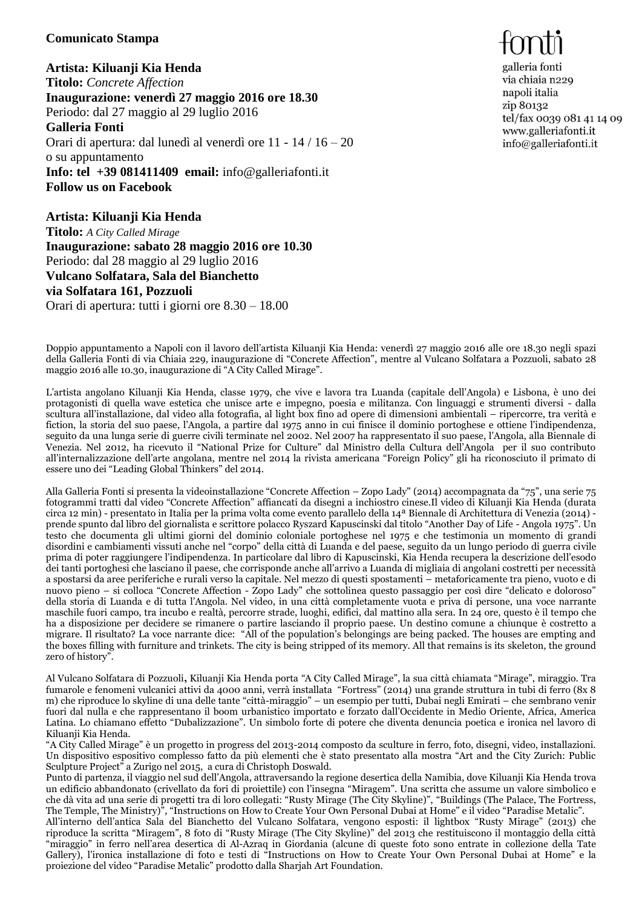**Comunicato Stampa**

fonti
galleria fonti
via chiaia n229
napoli italia
zip 80132
tel/fax 0039 081 41 14 09
www.galleriafonti.it
info@galleriafonti.it

**Artista: Kiluanji Kia Henda**
**Titolo:** *Concrete Affection*
**Inaugurazione: venerdì 27 maggio 2016 ore 18.30**
Periodo: dal 27 maggio al 29 luglio 2016
**Galleria Fonti**
Orari di apertura: dal lunedì al venerdì ore 11 - 14 / 16 – 20
o su appuntamento
**Info: tel +39 081411409 email:** info@galleriafonti.it
**Follow us on Facebook**

**Artista: Kiluanji Kia Henda**
**Titolo:** *A City Called Mirage*
**Inaugurazione: sabato 28 maggio 2016 ore 10.30**
Periodo: dal 28 maggio al 29 luglio 2016
**Vulcano Solfatara, Sala del Bianchetto**
**via Solfatara 161, Pozzuoli**
Orari di apertura: tutti i giorni ore 8.30 – 18.00

Doppio appuntamento a Napoli con il lavoro dell'artista Kiluanji Kia Henda: venerdì 27 maggio 2016 alle ore 18.30 negli spazi della Galleria Fonti di via Chiaia 229, inaugurazione di "Concrete Affection", mentre al Vulcano Solfatara a Pozzuoli, sabato 28 maggio 2016 alle 10.30, inaugurazione di "A City Called Mirage".

L'artista angolano Kiluanji Kia Henda, classe 1979, che vive e lavora tra Luanda (capitale dell'Angola) e Lisbona, è uno dei protagonisti di quella wave estetica che unisce arte e impegno, poesia e militanza. Con linguaggi e strumenti diversi - dalla scultura all'installazione, dal video alla fotografia, al light box fino ad opere di dimensioni ambientali – ripercorre, tra verità e fiction, la storia del suo paese, l'Angola, a partire dal 1975 anno in cui finisce il dominio portoghese e ottiene l'indipendenza, seguito da una lunga serie di guerre civili terminate nel 2002. Nel 2007 ha rappresentato il suo paese, l'Angola, alla Biennale di Venezia. Nel 2012, ha ricevuto il "National Prize for Culture" dal Ministro della Cultura dell'Angola per il suo contributo all'internalizzazione dell'arte angolana, mentre nel 2014 la rivista americana "Foreign Policy" gli ha riconosciuto il primato di essere uno dei "Leading Global Thinkers" del 2014.

Alla Galleria Fonti si presenta la videoinstallazione "Concrete Affection – Zopo Lady" (2014) accompagnata da "75", una serie 75 fotogrammi tratti dal video "Concrete Affection" affiancati da disegni a inchiostro cinese.Il video di Kiluanji Kia Henda (durata circa 12 min) - presentato in Italia per la prima volta come evento parallelo della 14ª Biennale di Architettura di Venezia (2014) - prende spunto dal libro del giornalista e scrittore polacco Ryszard Kapuscinski dal titolo "Another Day of Life - Angola 1975". Un testo che documenta gli ultimi giorni del dominio coloniale portoghese nel 1975 e che testimonia un momento di grandi disordini e cambiamenti vissuti anche nel "corpo" della città di Luanda e del paese, seguito da un lungo periodo di guerra civile prima di poter raggiungere l'indipendenza. In particolare dal libro di Kapuscinski, Kia Henda recupera la descrizione dell'esodo dei tanti portoghesi che lasciano il paese, che corrisponde anche all'arrivo a Luanda di migliaia di angolani costretti per necessità a spostarsi da aree periferiche e rurali verso la capitale. Nel mezzo di questi spostamenti – metaforicamente tra pieno, vuoto e di nuovo pieno – si colloca "Concrete Affection - Zopo Lady" che sottolinea questo passaggio per così dire "delicato e doloroso" della storia di Luanda e di tutta l'Angola. Nel video, in una città completamente vuota e priva di persone, una voce narrante maschile fuori campo, tra incubo e realtà, percorre strade, luoghi, edifici, dal mattino alla sera. In 24 ore, questo è il tempo che ha a disposizione per decidere se rimanere o partire lasciando il proprio paese. Un destino comune a chiunque è costretto a migrare. Il risultato? La voce narrante dice: "All of the population's belongings are being packed. The houses are empting and the boxes filling with furniture and trinkets. The city is being stripped of its memory. All that remains is its skeleton, the ground zero of history".

Al Vulcano Solfatara di Pozzuoli**,** Kiluanji Kia Henda porta "A City Called Mirage", la sua città chiamata "Mirage", miraggio. Tra fumarole e fenomeni vulcanici attivi da 4000 anni, verrà installata "Fortress" (2014) una grande struttura in tubi di ferro (8x 8 m) che riproduce lo skyline di una delle tante "città-miraggio" – un esempio per tutti, Dubai negli Emirati – che sembrano venir fuori dal nulla e che rappresentano il boom urbanistico importato e forzato dall'Occidente in Medio Oriente, Africa, America Latina. Lo chiamano effetto "Dubalizzazione". Un simbolo forte di potere che diventa denuncia poetica e ironica nel lavoro di Kiluanji Kia Henda.
"A City Called Mirage" è un progetto in progress del 2013-2014 composto da sculture in ferro, foto, disegni, video, installazioni. Un dispositivo espositivo complesso fatto da più elementi che è stato presentato alla mostra "Art and the City Zurich: Public Sculpture Project" a Zurigo nel 2015, a cura di Christoph Doswald.
Punto di partenza, il viaggio nel sud dell'Angola, attraversando la regione desertica della Namibia, dove Kiluanji Kia Henda trova un edificio abbandonato (crivellato da fori di proiettile) con l'insegna "Miragem". Una scritta che assume un valore simbolico e che dà vita ad una serie di progetti tra di loro collegati: "Rusty Mirage (The City Skyline)", "Buildings (The Palace, The Fortress, The Temple, The Ministry)", "Instructions on How to Create Your Own Personal Dubai at Home" e il video "Paradise Metalic".
All'interno dell'antica Sala del Bianchetto del Vulcano Solfatara, vengono esposti: il lightbox "Rusty Mirage" (2013) che riproduce la scritta "Miragem", 8 foto di "Rusty Mirage (The City Skyline)" del 2013 che restituiscono il montaggio della città "miraggio" in ferro nell'area desertica di Al-Azraq in Giordania (alcune di queste foto sono entrate in collezione della Tate Gallery), l'ironica installazione di foto e testi di "Instructions on How to Create Your Own Personal Dubai at Home" e la proiezione del video "Paradise Metalic" prodotto dalla Sharjah Art Foundation.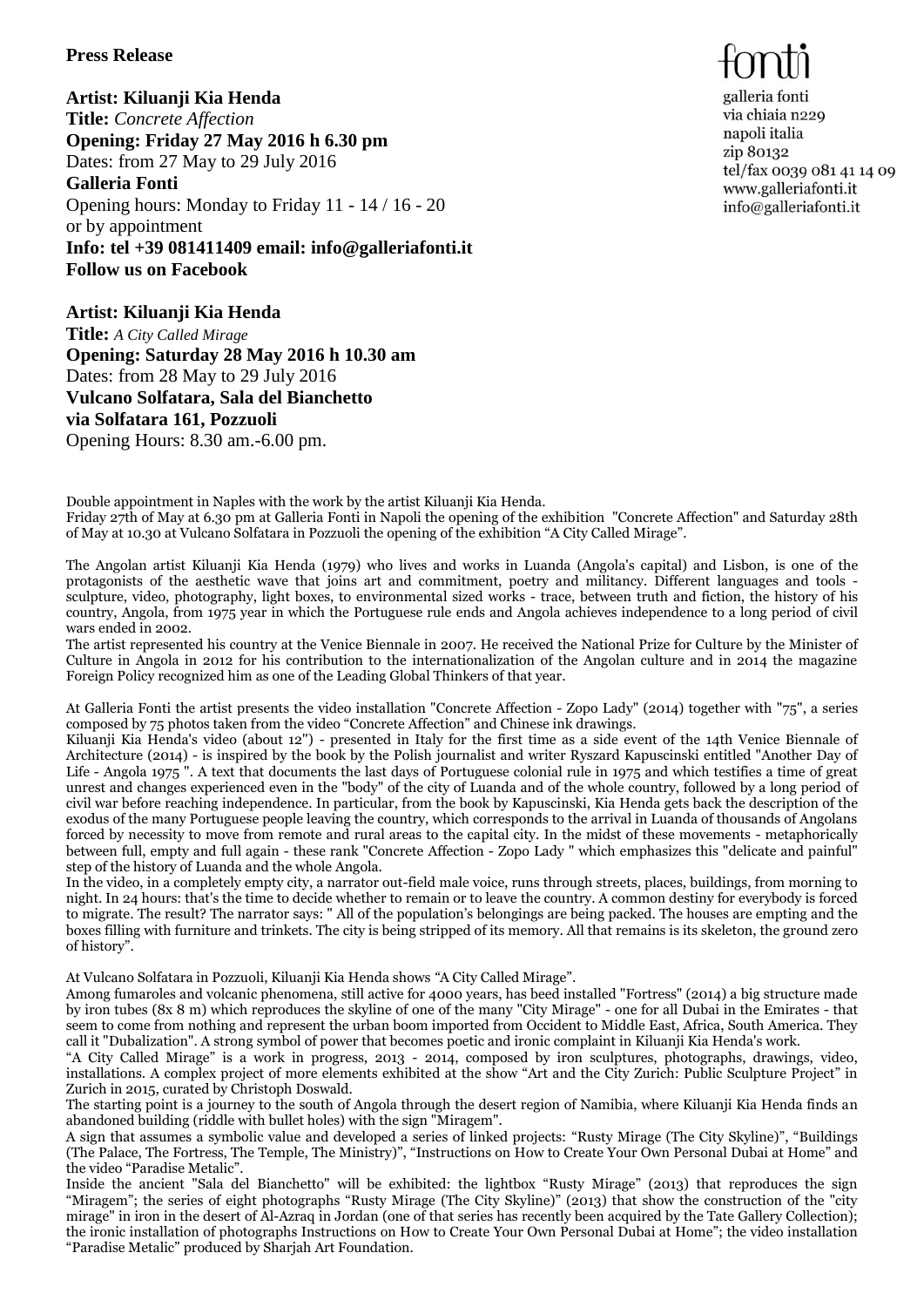**Press Release**

fonti

galleria fonti
via chiaia n229
napoli italia
zip 80132
tel/fax 0039 081 41 14 09
www.galleriafonti.it
info@galleriafonti.it

**Artist: Kiluanji Kia Henda**
**Title:** *Concrete Affection*
**Opening: Friday 27 May 2016 h 6.30 pm**
Dates: from 27 May to 29 July 2016
**Galleria Fonti**
Opening hours: Monday to Friday 11 - 14 / 16 - 20
or by appointment
**Info: tel +39 081411409 email: info@galleriafonti.it**
**Follow us on Facebook**

**Artist: Kiluanji Kia Henda**
**Title:** *A City Called Mirage*
**Opening: Saturday 28 May 2016 h 10.30 am**
Dates: from 28 May to 29 July 2016
**Vulcano Solfatara, Sala del Bianchetto**
**via Solfatara 161, Pozzuoli**
Opening Hours: 8.30 am.-6.00 pm.

Double appointment in Naples with the work by the artist Kiluanji Kia Henda.
Friday 27th of May at 6.30 pm at Galleria Fonti in Napoli the opening of the exhibition "Concrete Affection" and Saturday 28th of May at 10.30 at Vulcano Solfatara in Pozzuoli the opening of the exhibition "A City Called Mirage".

The Angolan artist Kiluanji Kia Henda (1979) who lives and works in Luanda (Angola's capital) and Lisbon, is one of the protagonists of the aesthetic wave that joins art and commitment, poetry and militancy. Different languages and tools - sculpture, video, photography, light boxes, to environmental sized works - trace, between truth and fiction, the history of his country, Angola, from 1975 year in which the Portuguese rule ends and Angola achieves independence to a long period of civil wars ended in 2002.
The artist represented his country at the Venice Biennale in 2007. He received the National Prize for Culture by the Minister of Culture in Angola in 2012 for his contribution to the internationalization of the Angolan culture and in 2014 the magazine Foreign Policy recognized him as one of the Leading Global Thinkers of that year.

At Galleria Fonti the artist presents the video installation "Concrete Affection - Zopo Lady" (2014) together with "75", a series composed by 75 photos taken from the video "Concrete Affection" and Chinese ink drawings.
Kiluanji Kia Henda's video (about 12") - presented in Italy for the first time as a side event of the 14th Venice Biennale of Architecture (2014) - is inspired by the book by the Polish journalist and writer Ryszard Kapuscinski entitled "Another Day of Life - Angola 1975 ". A text that documents the last days of Portuguese colonial rule in 1975 and which testifies a time of great unrest and changes experienced even in the "body" of the city of Luanda and of the whole country, followed by a long period of civil war before reaching independence. In particular, from the book by Kapuscinski, Kia Henda gets back the description of the exodus of the many Portuguese people leaving the country, which corresponds to the arrival in Luanda of thousands of Angolans forced by necessity to move from remote and rural areas to the capital city. In the midst of these movements - metaphorically between full, empty and full again - these rank "Concrete Affection - Zopo Lady " which emphasizes this "delicate and painful" step of the history of Luanda and the whole Angola.
In the video, in a completely empty city, a narrator out-field male voice, runs through streets, places, buildings, from morning to night. In 24 hours: that's the time to decide whether to remain or to leave the country. A common destiny for everybody is forced to migrate. The result? The narrator says: " All of the population's belongings are being packed. The houses are empting and the boxes filling with furniture and trinkets. The city is being stripped of its memory. All that remains is its skeleton, the ground zero of history".

At Vulcano Solfatara in Pozzuoli, Kiluanji Kia Henda shows "A City Called Mirage".
Among fumaroles and volcanic phenomena, still active for 4000 years, has beed installed "Fortress" (2014) a big structure made by iron tubes (8x 8 m) which reproduces the skyline of one of the many "City Mirage" - one for all Dubai in the Emirates - that seem to come from nothing and represent the urban boom imported from Occident to Middle East, Africa, South America. They call it "Dubalization". A strong symbol of power that becomes poetic and ironic complaint in Kiluanji Kia Henda's work.
"A City Called Mirage" is a work in progress, 2013 - 2014, composed by iron sculptures, photographs, drawings, video, installations. A complex project of more elements exhibited at the show "Art and the City Zurich: Public Sculpture Project" in Zurich in 2015, curated by Christoph Doswald.
The starting point is a journey to the south of Angola through the desert region of Namibia, where Kiluanji Kia Henda finds an abandoned building (riddle with bullet holes) with the sign "Miragem".
A sign that assumes a symbolic value and developed a series of linked projects: "Rusty Mirage (The City Skyline)", "Buildings (The Palace, The Fortress, The Temple, The Ministry)", "Instructions on How to Create Your Own Personal Dubai at Home" and the video "Paradise Metalic".
Inside the ancient "Sala del Bianchetto" will be exhibited: the lightbox "Rusty Mirage" (2013) that reproduces the sign "Miragem"; the series of eight photographs "Rusty Mirage (The City Skyline)" (2013) that show the construction of the "city mirage" in iron in the desert of Al-Azraq in Jordan (one of that series has recently been acquired by the Tate Gallery Collection); the ironic installation of photographs Instructions on How to Create Your Own Personal Dubai at Home"; the video installation "Paradise Metalic" produced by Sharjah Art Foundation.